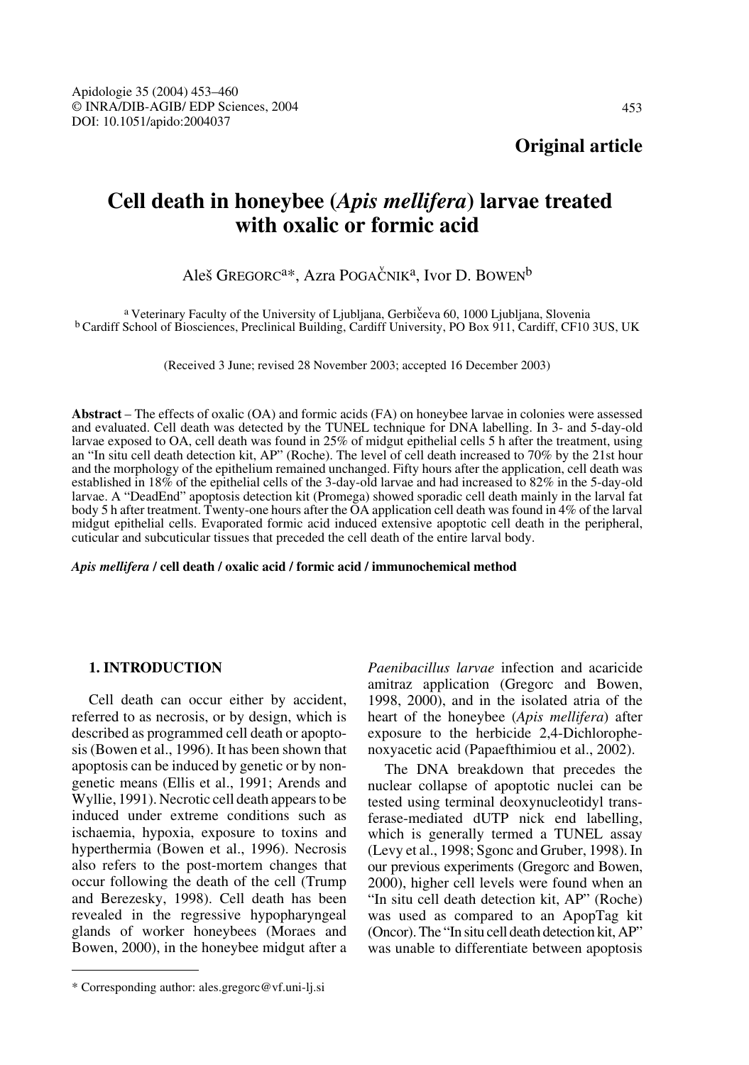**Original article**

# Cell death in honeybee (*Apis mellifera*) larvae treated with oxalic or formic acid

Aleš Gregorc[a]*, Azra Pogačnik[a], Ivor D. Bowen[b]

[a] Veterinary Faculty of the University of Ljubljana, Gerbičeva 60, 1000 Ljubljana, Slovenia
[b] Cardiff School of Biosciences, Preclinical Building, Cardiff University, PO Box 911, Cardiff, CF10 3US, UK

(Received 3 June; revised 28 November 2003; accepted 16 December 2003)

**Abstract** – The effects of oxalic (OA) and formic acids (FA) on honeybee larvae in colonies were assessed and evaluated. Cell death was detected by the TUNEL technique for DNA labelling. In 3- and 5-day-old larvae exposed to OA, cell death was found in 25% of midgut epithelial cells 5 h after the treatment, using an "In situ cell death detection kit, AP" (Roche). The level of cell death increased to 70% by the 21st hour and the morphology of the epithelium remained unchanged. Fifty hours after the application, cell death was established in 18% of the epithelial cells of the 3-day-old larvae and had increased to 82% in the 5-day-old larvae. A "DeadEnd" apoptosis detection kit (Promega) showed sporadic cell death mainly in the larval fat body 5 h after treatment. Twenty-one hours after the OA application cell death was found in 4% of the larval midgut epithelial cells. Evaporated formic acid induced extensive apoptotic cell death in the peripheral, cuticular and subcuticular tissues that preceded the cell death of the entire larval body.

***Apis mellifera* / cell death / oxalic acid / formic acid / immunochemical method**

## 1. INTRODUCTION

Cell death can occur either by accident, referred to as necrosis, or by design, which is described as programmed cell death or apoptosis (Bowen et al., 1996). It has been shown that apoptosis can be induced by genetic or by non-genetic means (Ellis et al., 1991; Arends and Wyllie, 1991). Necrotic cell death appears to be induced under extreme conditions such as ischaemia, hypoxia, exposure to toxins and hyperthermia (Bowen et al., 1996). Necrosis also refers to the post-mortem changes that occur following the death of the cell (Trump and Berezesky, 1998). Cell death has been revealed in the regressive hypopharyngeal glands of worker honeybees (Moraes and Bowen, 2000), in the honeybee midgut after a *Paenibacillus larvae* infection and acaricide amitraz application (Gregorc and Bowen, 1998, 2000), and in the isolated atria of the heart of the honeybee (*Apis mellifera*) after exposure to the herbicide 2,4-Dichlorophenoxyacetic acid (Papaefthimiou et al., 2002).

The DNA breakdown that precedes the nuclear collapse of apoptotic nuclei can be tested using terminal deoxynucleotidyl transferase-mediated dUTP nick end labelling, which is generally termed a TUNEL assay (Levy et al., 1998; Sgonc and Gruber, 1998). In our previous experiments (Gregorc and Bowen, 2000), higher cell levels were found when an "In situ cell death detection kit, AP" (Roche) was used as compared to an ApopTag kit (Oncor). The "In situ cell death detection kit, AP" was unable to differentiate between apoptosis

* Corresponding author: ales.gregorc@vf.uni-lj.si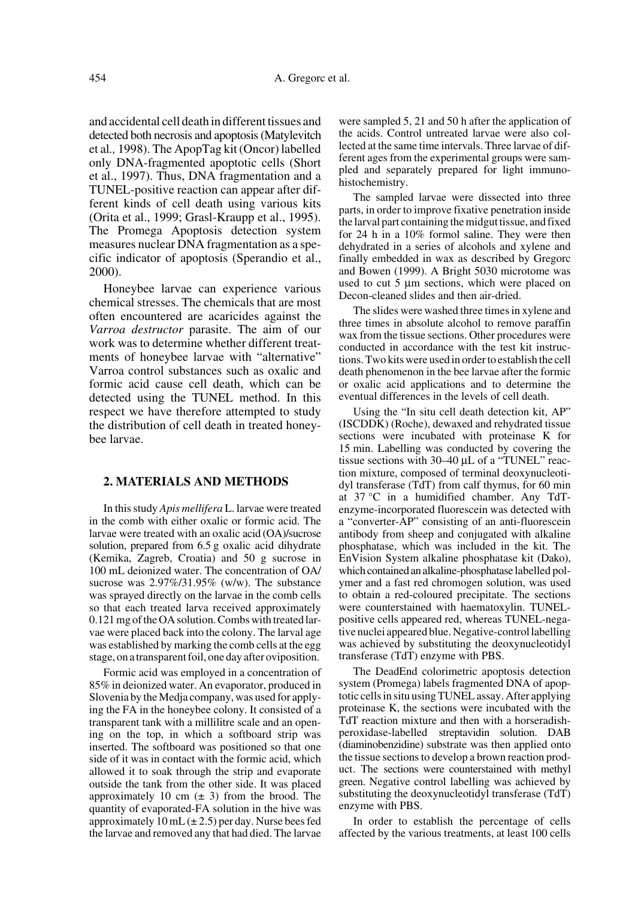and accidental cell death in different tissues and detected both necrosis and apoptosis (Matylevitch et al., 1998). The ApopTag kit (Oncor) labelled only DNA-fragmented apoptotic cells (Short et al., 1997). Thus, DNA fragmentation and a TUNEL-positive reaction can appear after different kinds of cell death using various kits (Orita et al., 1999; Grasl-Kraupp et al., 1995). The Promega Apoptosis detection system measures nuclear DNA fragmentation as a specific indicator of apoptosis (Sperandio et al., 2000).

Honeybee larvae can experience various chemical stresses. The chemicals that are most often encountered are acaricides against the *Varroa destructor* parasite. The aim of our work was to determine whether different treatments of honeybee larvae with "alternative" Varroa control substances such as oxalic and formic acid cause cell death, which can be detected using the TUNEL method. In this respect we have therefore attempted to study the distribution of cell death in treated honeybee larvae.

## 2. MATERIALS AND METHODS

In this study *Apis mellifera* L. larvae were treated in the comb with either oxalic or formic acid. The larvae were treated with an oxalic acid (OA)/sucrose solution, prepared from 6.5 g oxalic acid dihydrate (Kemika, Zagreb, Croatia) and 50 g sucrose in 100 mL deionized water. The concentration of OA/sucrose was 2.97%/31.95% (w/w). The substance was sprayed directly on the larvae in the comb cells so that each treated larva received approximately 0.121 mg of the OA solution. Combs with treated larvae were placed back into the colony. The larval age was established by marking the comb cells at the egg stage, on a transparent foil, one day after oviposition.

Formic acid was employed in a concentration of 85% in deionized water. An evaporator, produced in Slovenia by the Medja company, was used for applying the FA in the honeybee colony. It consisted of a transparent tank with a millilitre scale and an opening on the top, in which a softboard strip was inserted. The softboard was positioned so that one side of it was in contact with the formic acid, which allowed it to soak through the strip and evaporate outside the tank from the other side. It was placed approximately 10 cm (± 3) from the brood. The quantity of evaporated-FA solution in the hive was approximately 10 mL (± 2.5) per day. Nurse bees fed the larvae and removed any that had died. The larvae were sampled 5, 21 and 50 h after the application of the acids. Control untreated larvae were also collected at the same time intervals. Three larvae of different ages from the experimental groups were sampled and separately prepared for light immunohistochemistry.

The sampled larvae were dissected into three parts, in order to improve fixative penetration inside the larval part containing the midgut tissue, and fixed for 24 h in a 10% formol saline. They were then dehydrated in a series of alcohols and xylene and finally embedded in wax as described by Gregorc and Bowen (1999). A Bright 5030 microtome was used to cut 5 µm sections, which were placed on Decon-cleaned slides and then air-dried.

The slides were washed three times in xylene and three times in absolute alcohol to remove paraffin wax from the tissue sections. Other procedures were conducted in accordance with the test kit instructions. Two kits were used in order to establish the cell death phenomenon in the bee larvae after the formic or oxalic acid applications and to determine the eventual differences in the levels of cell death.

Using the "In situ cell death detection kit, AP" (ISCDDK) (Roche), dewaxed and rehydrated tissue sections were incubated with proteinase K for 15 min. Labelling was conducted by covering the tissue sections with 30–40 µL of a "TUNEL" reaction mixture, composed of terminal deoxynucleotidyl transferase (TdT) from calf thymus, for 60 min at 37 °C in a humidified chamber. Any TdT-enzyme-incorporated fluorescein was detected with a "converter-AP" consisting of an anti-fluorescein antibody from sheep and conjugated with alkaline phosphatase, which was included in the kit. The EnVision System alkaline phosphatase kit (Dako), which contained an alkaline-phosphatase labelled polymer and a fast red chromogen solution, was used to obtain a red-coloured precipitate. The sections were counterstained with haematoxylin. TUNEL-positive cells appeared red, whereas TUNEL-negative nuclei appeared blue. Negative-control labelling was achieved by substituting the deoxynucleotidyl transferase (TdT) enzyme with PBS.

The DeadEnd colorimetric apoptosis detection system (Promega) labels fragmented DNA of apoptotic cells in situ using TUNEL assay. After applying proteinase K, the sections were incubated with the TdT reaction mixture and then with a horseradish-peroxidase-labelled streptavidin solution. DAB (diaminobenzidine) substrate was then applied onto the tissue sections to develop a brown reaction product. The sections were counterstained with methyl green. Negative control labelling was achieved by substituting the deoxynucleotidyl transferase (TdT) enzyme with PBS.

In order to establish the percentage of cells affected by the various treatments, at least 100 cells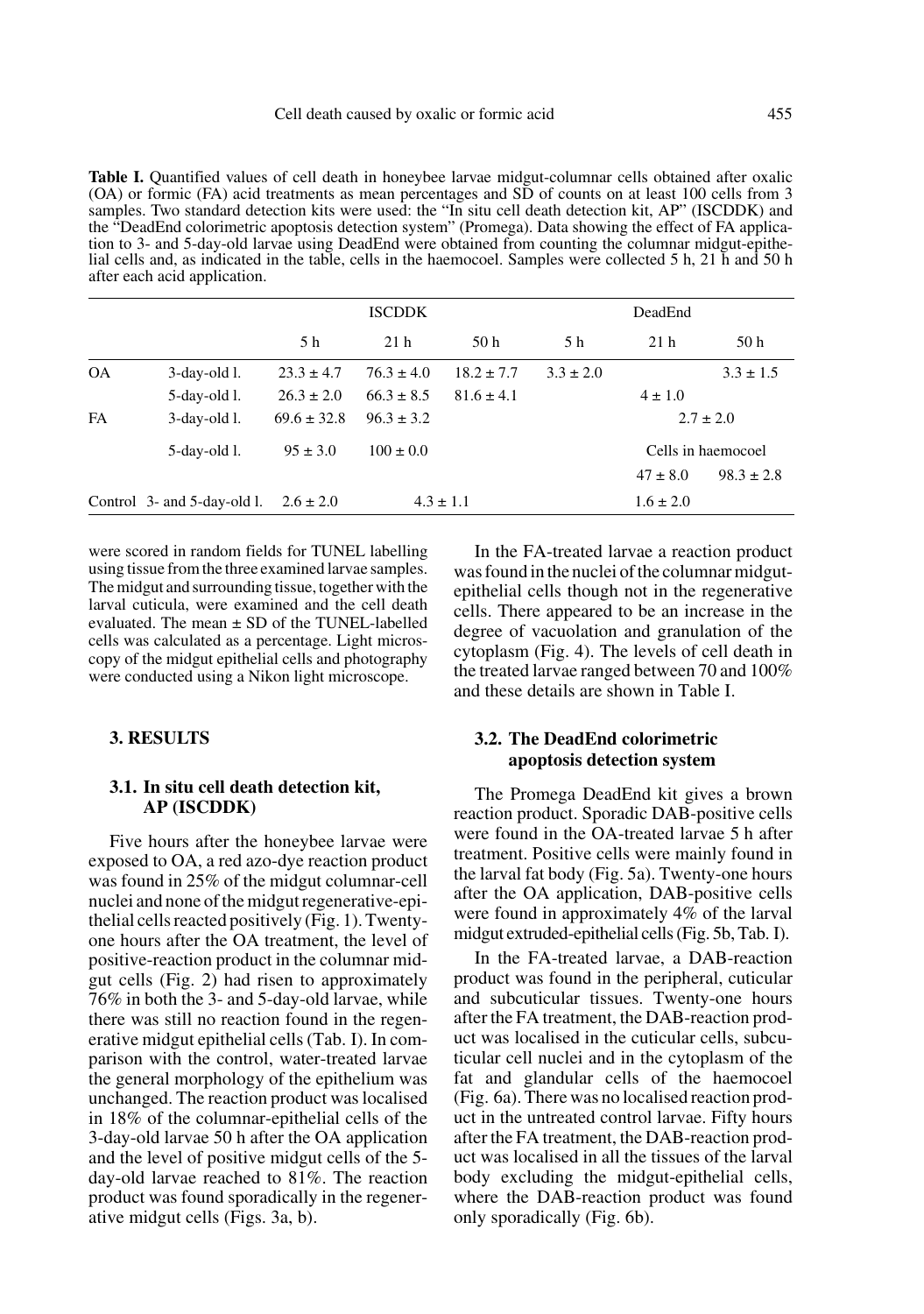**Table I.** Quantified values of cell death in honeybee larvae midgut-columnar cells obtained after oxalic (OA) or formic (FA) acid treatments as mean percentages and SD of counts on at least 100 cells from 3 samples. Two standard detection kits were used: the "In situ cell death detection kit, AP" (ISCDDK) and the "DeadEnd colorimetric apoptosis detection system" (Promega). Data showing the effect of FA application to 3- and 5-day-old larvae using DeadEnd were obtained from counting the columnar midgut-epithelial cells and, as indicated in the table, cells in the haemocoel. Samples were collected 5 h, 21 h and 50 h after each acid application.

| | | ISCDDK | | | DeadEnd | | |
|---|---|---|---|---|---|---|---|
| | | 5 h | 21 h | 50 h | 5 h | 21 h | 50 h |
| OA | 3-day-old l. | 23.3 ± 4.7 | 76.3 ± 4.0 | 18.2 ± 7.7 | 3.3 ± 2.0 | | 3.3 ± 1.5 |
| | 5-day-old l. | 26.3 ± 2.0 | 66.3 ± 8.5 | 81.6 ± 4.1 | | 4 ± 1.0 | |
| FA | 3-day-old l. | 69.6 ± 32.8 | 96.3 ± 3.2 | | | 2.7 ± 2.0 | |
| | 5-day-old l. | 95 ± 3.0 | 100 ± 0.0 | | | Cells in haemocoel | |
| | | | | | | 47 ± 8.0 | 98.3 ± 2.8 |
| Control | 3- and 5-day-old l. | 2.6 ± 2.0 | 4.3 ± 1.1 | | | 1.6 ± 2.0 | |

were scored in random fields for TUNEL labelling using tissue from the three examined larvae samples. The midgut and surrounding tissue, together with the larval cuticula, were examined and the cell death evaluated. The mean ± SD of the TUNEL-labelled cells was calculated as a percentage. Light microscopy of the midgut epithelial cells and photography were conducted using a Nikon light microscope.

## 3. RESULTS

### 3.1. In situ cell death detection kit, AP (ISCDDK)

Five hours after the honeybee larvae were exposed to OA, a red azo-dye reaction product was found in 25% of the midgut columnar-cell nuclei and none of the midgut regenerative-epithelial cells reacted positively (Fig. 1). Twenty-one hours after the OA treatment, the level of positive-reaction product in the columnar midgut cells (Fig. 2) had risen to approximately 76% in both the 3- and 5-day-old larvae, while there was still no reaction found in the regenerative midgut epithelial cells (Tab. I). In comparison with the control, water-treated larvae the general morphology of the epithelium was unchanged. The reaction product was localised in 18% of the columnar-epithelial cells of the 3-day-old larvae 50 h after the OA application and the level of positive midgut cells of the 5-day-old larvae reached to 81%. The reaction product was found sporadically in the regenerative midgut cells (Figs. 3a, b).

In the FA-treated larvae a reaction product was found in the nuclei of the columnar midgut-epithelial cells though not in the regenerative cells. There appeared to be an increase in the degree of vacuolation and granulation of the cytoplasm (Fig. 4). The levels of cell death in the treated larvae ranged between 70 and 100% and these details are shown in Table I.

### 3.2. The DeadEnd colorimetric apoptosis detection system

The Promega DeadEnd kit gives a brown reaction product. Sporadic DAB-positive cells were found in the OA-treated larvae 5 h after treatment. Positive cells were mainly found in the larval fat body (Fig. 5a). Twenty-one hours after the OA application, DAB-positive cells were found in approximately 4% of the larval midgut extruded-epithelial cells (Fig. 5b, Tab. I).

In the FA-treated larvae, a DAB-reaction product was found in the peripheral, cuticular and subcuticular tissues. Twenty-one hours after the FA treatment, the DAB-reaction product was localised in the cuticular cells, subcuticular cell nuclei and in the cytoplasm of the fat and glandular cells of the haemocoel (Fig. 6a). There was no localised reaction product in the untreated control larvae. Fifty hours after the FA treatment, the DAB-reaction product was localised in all the tissues of the larval body excluding the midgut-epithelial cells, where the DAB-reaction product was found only sporadically (Fig. 6b).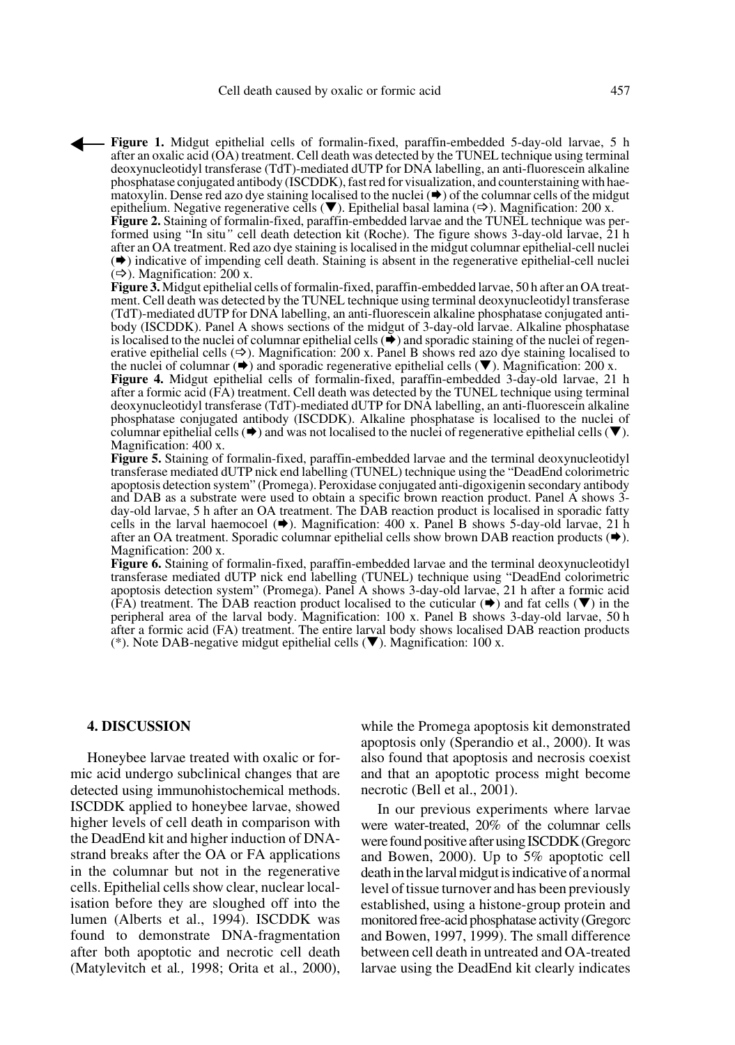**Figure 1.** Midgut epithelial cells of formalin-fixed, paraffin-embedded 5-day-old larvae, 5 h after an oxalic acid (OA) treatment. Cell death was detected by the TUNEL technique using terminal deoxynucleotidyl transferase (TdT)-mediated dUTP for DNA labelling, an anti-fluorescein alkaline phosphatase conjugated antibody (ISCDDK), fast red for visualization, and counterstaining with haematoxylin. Dense red azo dye staining localised to the nuclei (➡) of the columnar cells of the midgut epithelium. Negative regenerative cells (▼). Epithelial basal lamina (⇨). Magnification: 200 x.

**Figure 2.** Staining of formalin-fixed, paraffin-embedded larvae and the TUNEL technique was performed using "In situ" cell death detection kit (Roche). The figure shows 3-day-old larvae, 21 h after an OA treatment. Red azo dye staining is localised in the midgut columnar epithelial-cell nuclei (➡) indicative of impending cell death. Staining is absent in the regenerative epithelial-cell nuclei (⇨). Magnification: 200 x.

**Figure 3.** Midgut epithelial cells of formalin-fixed, paraffin-embedded larvae, 50 h after an OA treatment. Cell death was detected by the TUNEL technique using terminal deoxynucleotidyl transferase (TdT)-mediated dUTP for DNA labelling, an anti-fluorescein alkaline phosphatase conjugated antibody (ISCDDK). Panel A shows sections of the midgut of 3-day-old larvae. Alkaline phosphatase is localised to the nuclei of columnar epithelial cells (➡) and sporadic staining of the nuclei of regenerative epithelial cells (⇨). Magnification: 200 x. Panel B shows red azo dye staining localised to the nuclei of columnar (➡) and sporadic regenerative epithelial cells (▼). Magnification: 200 x.

**Figure 4.** Midgut epithelial cells of formalin-fixed, paraffin-embedded 3-day-old larvae, 21 h after a formic acid (FA) treatment. Cell death was detected by the TUNEL technique using terminal deoxynucleotidyl transferase (TdT)-mediated dUTP for DNA labelling, an anti-fluorescein alkaline phosphatase conjugated antibody (ISCDDK). Alkaline phosphatase is localised to the nuclei of columnar epithelial cells (➡) and was not localised to the nuclei of regenerative epithelial cells (▼). Magnification: 400 x.

**Figure 5.** Staining of formalin-fixed, paraffin-embedded larvae and the terminal deoxynucleotidyl transferase mediated dUTP nick end labelling (TUNEL) technique using the "DeadEnd colorimetric apoptosis detection system" (Promega). Peroxidase conjugated anti-digoxigenin secondary antibody and DAB as a substrate were used to obtain a specific brown reaction product. Panel A shows 3-day-old larvae, 5 h after an OA treatment. The DAB reaction product is localised in sporadic fatty cells in the larval haemocoel (➡). Magnification: 400 x. Panel B shows 5-day-old larvae, 21 h after an OA treatment. Sporadic columnar epithelial cells show brown DAB reaction products (➡). Magnification: 200 x.

**Figure 6.** Staining of formalin-fixed, paraffin-embedded larvae and the terminal deoxynucleotidyl transferase mediated dUTP nick end labelling (TUNEL) technique using "DeadEnd colorimetric apoptosis detection system" (Promega). Panel A shows 3-day-old larvae, 21 h after a formic acid (FA) treatment. The DAB reaction product localised to the cuticular (➡) and fat cells (▼) in the peripheral area of the larval body. Magnification: 100 x. Panel B shows 3-day-old larvae, 50 h after a formic acid (FA) treatment. The entire larval body shows localised DAB reaction products (*). Note DAB-negative midgut epithelial cells (▼). Magnification: 100 x.

## 4. DISCUSSION

Honeybee larvae treated with oxalic or formic acid undergo subclinical changes that are detected using immunohistochemical methods. ISCDDK applied to honeybee larvae, showed higher levels of cell death in comparison with the DeadEnd kit and higher induction of DNA-strand breaks after the OA or FA applications in the columnar but not in the regenerative cells. Epithelial cells show clear, nuclear localisation before they are sloughed off into the lumen (Alberts et al., 1994). ISCDDK was found to demonstrate DNA-fragmentation after both apoptotic and necrotic cell death (Matylevitch et al*.,* 1998; Orita et al., 2000), while the Promega apoptosis kit demonstrated apoptosis only (Sperandio et al., 2000). It was also found that apoptosis and necrosis coexist and that an apoptotic process might become necrotic (Bell et al., 2001).

In our previous experiments where larvae were water-treated, 20% of the columnar cells were found positive after using ISCDDK (Gregorc and Bowen, 2000). Up to 5% apoptotic cell death in the larval midgut is indicative of a normal level of tissue turnover and has been previously established, using a histone-group protein and monitored free-acid phosphatase activity (Gregorc and Bowen, 1997, 1999). The small difference between cell death in untreated and OA-treated larvae using the DeadEnd kit clearly indicates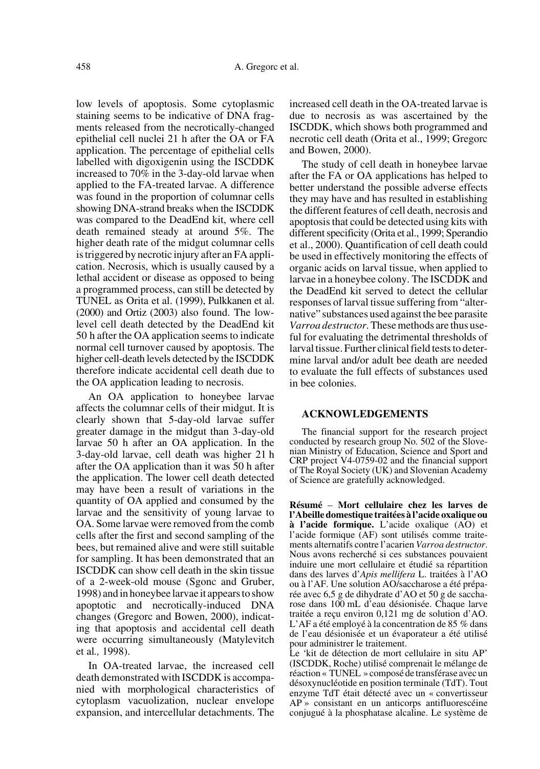low levels of apoptosis. Some cytoplasmic staining seems to be indicative of DNA fragments released from the necrotically-changed epithelial cell nuclei 21 h after the OA or FA application. The percentage of epithelial cells labelled with digoxigenin using the ISCDDK increased to 70% in the 3-day-old larvae when applied to the FA-treated larvae. A difference was found in the proportion of columnar cells showing DNA-strand breaks when the ISCDDK was compared to the DeadEnd kit, where cell death remained steady at around 5%. The higher death rate of the midgut columnar cells is triggered by necrotic injury after an FA application. Necrosis, which is usually caused by a lethal accident or disease as opposed to being a programmed process, can still be detected by TUNEL as Orita et al. (1999), Pulkkanen et al. (2000) and Ortiz (2003) also found. The low-level cell death detected by the DeadEnd kit 50 h after the OA application seems to indicate normal cell turnover caused by apoptosis. The higher cell-death levels detected by the ISCDDK therefore indicate accidental cell death due to the OA application leading to necrosis.

An OA application to honeybee larvae affects the columnar cells of their midgut. It is clearly shown that 5-day-old larvae suffer greater damage in the midgut than 3-day-old larvae 50 h after an OA application. In the 3-day-old larvae, cell death was higher 21 h after the OA application than it was 50 h after the application. The lower cell death detected may have been a result of variations in the quantity of OA applied and consumed by the larvae and the sensitivity of young larvae to OA. Some larvae were removed from the comb cells after the first and second sampling of the bees, but remained alive and were still suitable for sampling. It has been demonstrated that an ISCDDK can show cell death in the skin tissue of a 2-week-old mouse (Sgonc and Gruber, 1998) and in honeybee larvae it appears to show apoptotic and necrotically-induced DNA changes (Gregorc and Bowen, 2000), indicating that apoptosis and accidental cell death were occurring simultaneously (Matylevitch et al., 1998).

In OA-treated larvae, the increased cell death demonstrated with ISCDDK is accompanied with morphological characteristics of cytoplasm vacuolization, nuclear envelope expansion, and intercellular detachments. The increased cell death in the OA-treated larvae is due to necrosis as was ascertained by the ISCDDK, which shows both programmed and necrotic cell death (Orita et al., 1999; Gregorc and Bowen, 2000).

The study of cell death in honeybee larvae after the FA or OA applications has helped to better understand the possible adverse effects they may have and has resulted in establishing the different features of cell death, necrosis and apoptosis that could be detected using kits with different specificity (Orita et al., 1999; Sperandio et al., 2000). Quantification of cell death could be used in effectively monitoring the effects of organic acids on larval tissue, when applied to larvae in a honeybee colony. The ISCDDK and the DeadEnd kit served to detect the cellular responses of larval tissue suffering from "alternative" substances used against the bee parasite *Varroa destructor*. These methods are thus useful for evaluating the detrimental thresholds of larval tissue. Further clinical field tests to determine larval and/or adult bee death are needed to evaluate the full effects of substances used in bee colonies.

## ACKNOWLEDGEMENTS

The financial support for the research project conducted by research group No. 502 of the Slovenian Ministry of Education, Science and Sport and CRP project V4-0759-02 and the financial support of The Royal Society (UK) and Slovenian Academy of Science are gratefully acknowledged.

**Résumé** – **Mort cellulaire chez les larves de l'Abeille domestique traitées à l'acide oxalique ou à l'acide formique.** L'acide oxalique (AO) et l'acide formique (AF) sont utilisés comme traitements alternatifs contre l'acarien *Varroa destructor*. Nous avons recherché si ces substances pouvaient induire une mort cellulaire et étudié sa répartition dans des larves d'*Apis mellifera* L. traitées à l'AO ou à l'AF. Une solution AO/saccharose a été préparée avec 6,5 g de dihydrate d'AO et 50 g de saccharose dans 100 mL d'eau désionisée. Chaque larve traitée a reçu environ 0,121 mg de solution d'AO. L'AF a été employé à la concentration de 85 % dans de l'eau désionisée et un évaporateur a été utilisé pour administrer le traitement.

Le 'kit de détection de mort cellulaire in situ AP' (ISCDDK, Roche) utilisé comprenait le mélange de réaction « TUNEL » composé de transférase avec un désoxynucléotide en position terminale (TdT). Tout enzyme TdT était détecté avec un « convertisseur AP » consistant en un anticorps antifluorescéine conjugué à la phosphatase alcaline. Le système de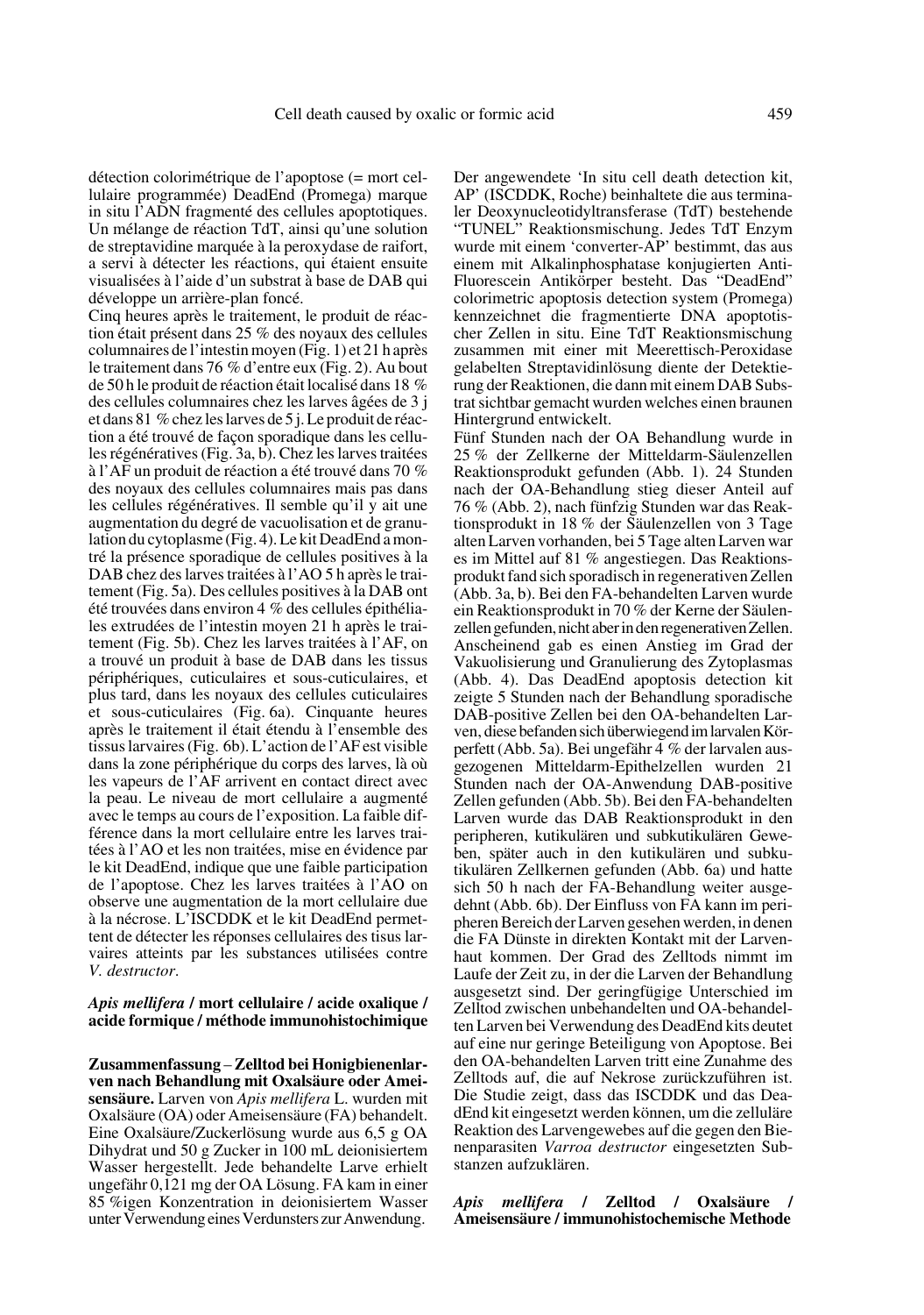détection colorimétrique de l'apoptose (= mort cellulaire programmée) DeadEnd (Promega) marque in situ l'ADN fragmenté des cellules apoptotiques. Un mélange de réaction TdT, ainsi qu'une solution de streptavidine marquée à la peroxydase de raifort, a servi à détecter les réactions, qui étaient ensuite visualisées à l'aide d'un substrat à base de DAB qui développe un arrière-plan foncé.

Cinq heures après le traitement, le produit de réaction était présent dans 25 % des noyaux des cellules columnaires de l'intestin moyen (Fig. 1) et 21 h après le traitement dans 76 % d'entre eux (Fig. 2). Au bout de 50 h le produit de réaction était localisé dans 18 % des cellules columnaires chez les larves âgées de 3 j et dans 81 % chez les larves de 5 j. Le produit de réaction a été trouvé de façon sporadique dans les cellules régénératives (Fig. 3a, b). Chez les larves traitées à l'AF un produit de réaction a été trouvé dans 70 % des noyaux des cellules columnaires mais pas dans les cellules régénératives. Il semble qu'il y ait une augmentation du degré de vacuolisation et de granulation du cytoplasme (Fig. 4). Le kit DeadEnd a montré la présence sporadique de cellules positives à la DAB chez des larves traitées à l'AO 5 h après le traitement (Fig. 5a). Des cellules positives à la DAB ont été trouvées dans environ 4 % des cellules épithéliales extrudées de l'intestin moyen 21 h après le traitement (Fig. 5b). Chez les larves traitées à l'AF, on a trouvé un produit à base de DAB dans les tissus périphériques, cuticulaires et sous-cuticulaires, et plus tard, dans les noyaux des cellules cuticulaires et sous-cuticulaires (Fig. 6a). Cinquante heures après le traitement il était étendu à l'ensemble des tissus larvaires (Fig. 6b). L'action de l'AF est visible dans la zone périphérique du corps des larves, là où les vapeurs de l'AF arrivent en contact direct avec la peau. Le niveau de mort cellulaire a augmenté avec le temps au cours de l'exposition. La faible différence dans la mort cellulaire entre les larves traitées à l'AO et les non traitées, mise en évidence par le kit DeadEnd, indique que une faible participation de l'apoptose. Chez les larves traitées à l'AO on observe une augmentation de la mort cellulaire due à la nécrose. L'ISCDDK et le kit DeadEnd permettent de détecter les réponses cellulaires des tissus larvaires atteints par les substances utilisées contre *V. destructor*.

***Apis mellifera* / mort cellulaire / acide oxalique / acide formique / méthode immunohistochimique**

**Zusammenfassung – Zelltod bei Honigbienenlarven nach Behandlung mit Oxalsäure oder Ameisensäure.** Larven von *Apis mellifera* L. wurden mit Oxalsäure (OA) oder Ameisensäure (FA) behandelt. Eine Oxalsäure/Zuckerlösung wurde aus 6,5 g OA Dihydrat und 50 g Zucker in 100 mL deionisiertem Wasser hergestellt. Jede behandelte Larve erhielt ungefähr 0,121 mg der OA Lösung. FA kam in einer 85 %igen Konzentration in deionisiertem Wasser unter Verwendung eines Verdunsters zur Anwendung. Der angewendete 'In situ cell death detection kit, AP' (ISCDDK, Roche) beinhaltete die aus terminaler Deoxynucleotidyltransferase (TdT) bestehende "TUNEL" Reaktionsmischung. Jedes TdT Enzym wurde mit einem 'converter-AP' bestimmt, das aus einem mit Alkalinphosphatase konjugierten Anti-Fluorescein Antikörper besteht. Das "DeadEnd" colorimetric apoptosis detection system (Promega) kennzeichnet die fragmentierte DNA apoptotischer Zellen in situ. Eine TdT Reaktionsmischung zusammen mit einer mit Meerettisch-Peroxidase gelabelten Streptavidinlösung diente der Detektierung der Reaktionen, die dann mit einem DAB Substrat sichtbar gemacht wurden welches einen braunen Hintergrund entwickelt.

Fünf Stunden nach der OA Behandlung wurde in 25 % der Zellkerne der Mitteldarm-Säulenzellen Reaktionsprodukt gefunden (Abb. 1). 24 Stunden nach der OA-Behandlung stieg dieser Anteil auf 76 % (Abb. 2), nach fünfzig Stunden war das Reaktionsprodukt in 18 % der Säulenzellen von 3 Tage alten Larven vorhanden, bei 5 Tage alten Larven war es im Mittel auf 81 % angestiegen. Das Reaktionsprodukt fand sich sporadisch in regenerativen Zellen (Abb. 3a, b). Bei den FA-behandelten Larven wurde ein Reaktionsprodukt in 70 % der Kerne der Säulenzellen gefunden, nicht aber in den regenerativen Zellen. Anscheinend gab es einen Anstieg im Grad der Vakuolisierung und Granulierung des Zytoplasmas (Abb. 4). Das DeadEnd apoptosis detection kit zeigte 5 Stunden nach der Behandlung sporadische DAB-positive Zellen bei den OA-behandelten Larven, diese befanden sich überwiegend im larvalen Körperfett (Abb. 5a). Bei ungefähr 4 % der larvalen ausgezogenen Mitteldarm-Epithelzellen wurden 21 Stunden nach der OA-Anwendung DAB-positive Zellen gefunden (Abb. 5b). Bei den FA-behandelten Larven wurde das DAB Reaktionsprodukt in den peripheren, kutikulären und subkutikulären Geweben, später auch in den kutikulären und subkutikulären Zellkernen gefunden (Abb. 6a) und hatte sich 50 h nach der FA-Behandlung weiter ausgedehnt (Abb. 6b). Der Einfluss von FA kann im peripheren Bereich der Larven gesehen werden, in denen die FA Dünste in direkten Kontakt mit der Larvenhaut kommen. Der Grad des Zelltods nimmt im Laufe der Zeit zu, in der die Larven der Behandlung ausgesetzt sind. Der geringfügige Unterschied im Zelltod zwischen unbehandelten und OA-behandelten Larven bei Verwendung des DeadEnd kits deutet auf eine nur geringe Beteiligung von Apoptose. Bei den OA-behandelten Larven tritt eine Zunahme des Zelltods auf, die auf Nekrose zurückzuführen ist. Die Studie zeigt, dass das ISCDDK und das DeadEnd kit eingesetzt werden können, um die zelluläre Reaktion des Larvengewebes auf die gegen den Bienenparasiten *Varroa destructor* eingesetzten Substanzen aufzuklären.

***Apis mellifera* / Zelltod / Oxalsäure / Ameisensäure / immunohistochemische Methode**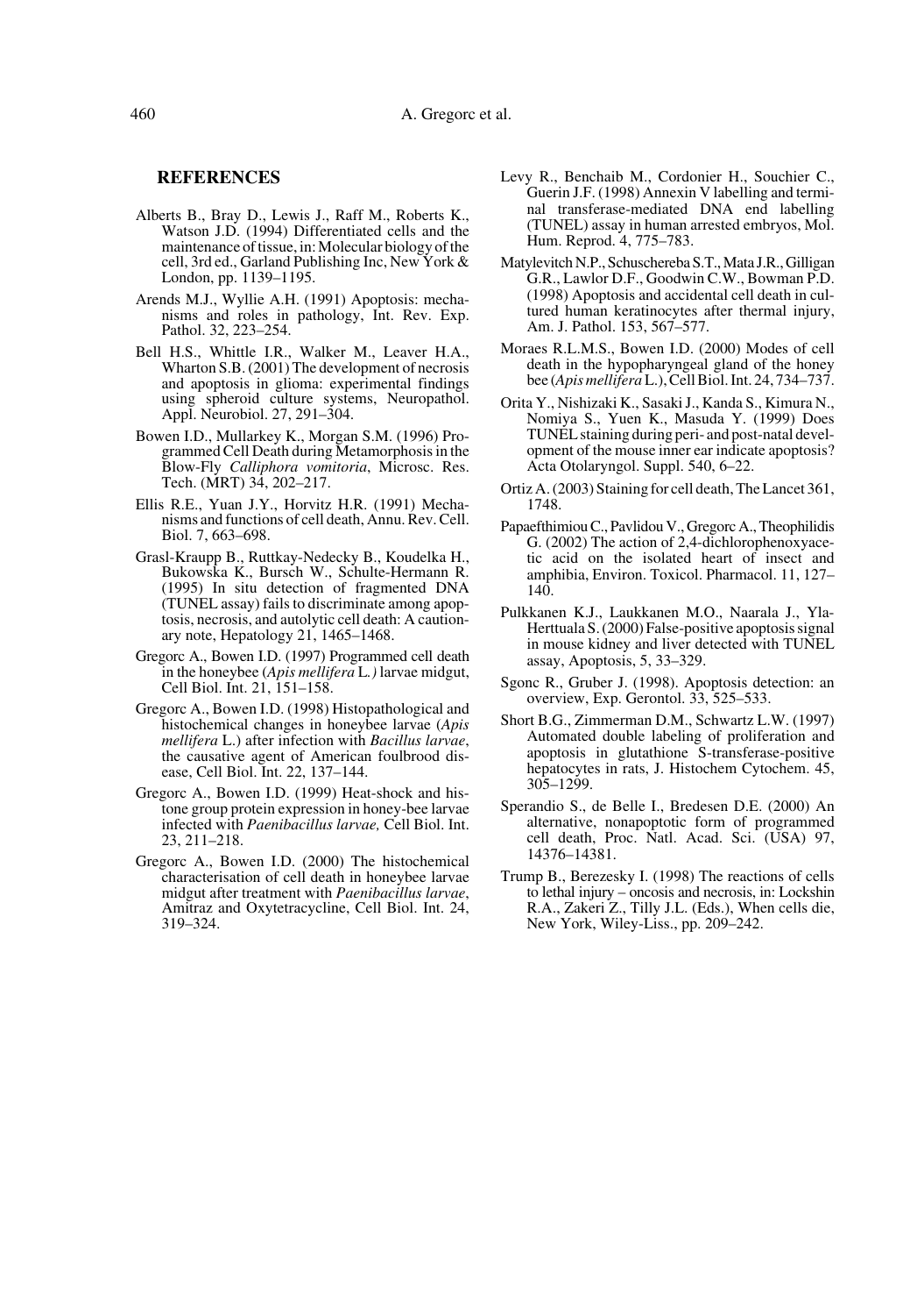## REFERENCES

Alberts B., Bray D., Lewis J., Raff M., Roberts K., Watson J.D. (1994) Differentiated cells and the maintenance of tissue, in: Molecular biology of the cell, 3rd ed., Garland Publishing Inc, New York & London, pp. 1139–1195.

Arends M.J., Wyllie A.H. (1991) Apoptosis: mechanisms and roles in pathology, Int. Rev. Exp. Pathol. 32, 223–254.

Bell H.S., Whittle I.R., Walker M., Leaver H.A., Wharton S.B. (2001) The development of necrosis and apoptosis in glioma: experimental findings using spheroid culture systems, Neuropathol. Appl. Neurobiol. 27, 291–304.

Bowen I.D., Mullarkey K., Morgan S.M. (1996) Programmed Cell Death during Metamorphosis in the Blow-Fly *Calliphora vomitoria*, Microsc. Res. Tech. (MRT) 34, 202–217.

Ellis R.E., Yuan J.Y., Horvitz H.R. (1991) Mechanisms and functions of cell death, Annu. Rev. Cell. Biol. 7, 663–698.

Grasl-Kraupp B., Ruttkay-Nedecky B., Koudelka H., Bukowska K., Bursch W., Schulte-Hermann R. (1995) In situ detection of fragmented DNA (TUNEL assay) fails to discriminate among apoptosis, necrosis, and autolytic cell death: A cautionary note, Hepatology 21, 1465–1468.

Gregorc A., Bowen I.D. (1997) Programmed cell death in the honeybee (*Apis mellifera* L.) larvae midgut, Cell Biol. Int. 21, 151–158.

Gregorc A., Bowen I.D. (1998) Histopathological and histochemical changes in honeybee larvae (*Apis mellifera* L.) after infection with *Bacillus larvae*, the causative agent of American foulbrood disease, Cell Biol. Int. 22, 137–144.

Gregorc A., Bowen I.D. (1999) Heat-shock and histone group protein expression in honey-bee larvae infected with *Paenibacillus larvae,* Cell Biol. Int. 23, 211–218.

Gregorc A., Bowen I.D. (2000) The histochemical characterisation of cell death in honeybee larvae midgut after treatment with *Paenibacillus larvae*, Amitraz and Oxytetracycline, Cell Biol. Int. 24, 319–324.

Levy R., Benchaib M., Cordonier H., Souchier C., Guerin J.F. (1998) Annexin V labelling and terminal transferase-mediated DNA end labelling (TUNEL) assay in human arrested embryos, Mol. Hum. Reprod. 4, 775–783.

Matylevitch N.P., Schuschereba S.T., Mata J.R., Gilligan G.R., Lawlor D.F., Goodwin C.W., Bowman P.D. (1998) Apoptosis and accidental cell death in cultured human keratinocytes after thermal injury, Am. J. Pathol. 153, 567–577.

Moraes R.L.M.S., Bowen I.D. (2000) Modes of cell death in the hypopharyngeal gland of the honey bee (*Apis mellifera* L.), Cell Biol. Int. 24, 734–737.

Orita Y., Nishizaki K., Sasaki J., Kanda S., Kimura N., Nomiya S., Yuen K., Masuda Y. (1999) Does TUNEL staining during peri- and post-natal development of the mouse inner ear indicate apoptosis? Acta Otolaryngol. Suppl. 540, 6–22.

Ortiz A. (2003) Staining for cell death, The Lancet 361, 1748.

Papaefthimiou C., Pavlidou V., Gregorc A., Theophilidis G. (2002) The action of 2,4-dichlorophenoxyacetic acid on the isolated heart of insect and amphibia, Environ. Toxicol. Pharmacol. 11, 127–140.

Pulkkanen K.J., Laukkanen M.O., Naarala J., Yla-Herttuala S. (2000) False-positive apoptosis signal in mouse kidney and liver detected with TUNEL assay, Apoptosis, 5, 33–329.

Sgonc R., Gruber J. (1998). Apoptosis detection: an overview, Exp. Gerontol. 33, 525–533.

Short B.G., Zimmerman D.M., Schwartz L.W. (1997) Automated double labeling of proliferation and apoptosis in glutathione S-transferase-positive hepatocytes in rats, J. Histochem Cytochem. 45, 305–1299.

Sperandio S., de Belle I., Bredesen D.E. (2000) An alternative, nonapoptotic form of programmed cell death, Proc. Natl. Acad. Sci. (USA) 97, 14376–14381.

Trump B., Berezesky I. (1998) The reactions of cells to lethal injury – oncosis and necrosis, in: Lockshin R.A., Zakeri Z., Tilly J.L. (Eds.), When cells die, New York, Wiley-Liss., pp. 209–242.